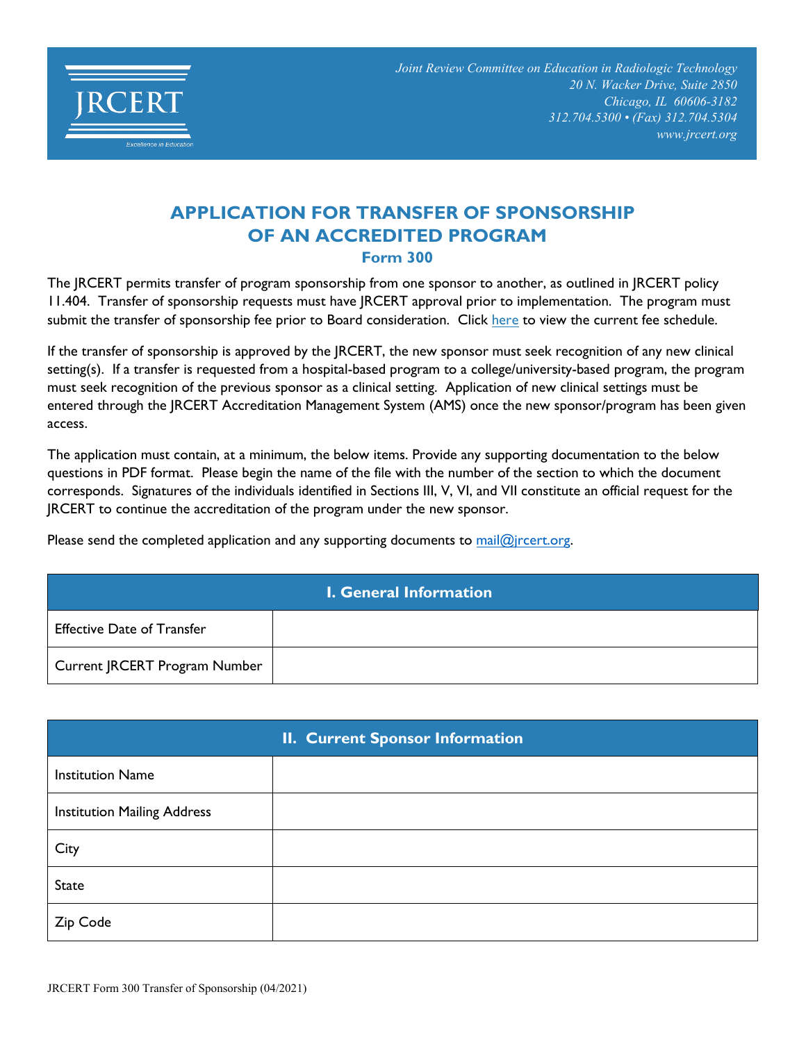Joint Review Committee on Education in Radiologic Technology
20 N. Wacker Drive, Suite 2850
Chicago, IL 60606-3182
312.704.5300 • (Fax) 312.704.5304
www.jrcert.org

# APPLICATION FOR TRANSFER OF SPONSORSHIP OF AN ACCREDITED PROGRAM

## Form 300

The JRCERT permits transfer of program sponsorship from one sponsor to another, as outlined in JRCERT policy 11.404. Transfer of sponsorship requests must have JRCERT approval prior to implementation. The program must submit the transfer of sponsorship fee prior to Board consideration. Click here to view the current fee schedule.

If the transfer of sponsorship is approved by the JRCERT, the new sponsor must seek recognition of any new clinical setting(s). If a transfer is requested from a hospital-based program to a college/university-based program, the program must seek recognition of the previous sponsor as a clinical setting. Application of new clinical settings must be entered through the JRCERT Accreditation Management System (AMS) once the new sponsor/program has been given access.

The application must contain, at a minimum, the below items. Provide any supporting documentation to the below questions in PDF format. Please begin the name of the file with the number of the section to which the document corresponds. Signatures of the individuals identified in Sections III, V, VI, and VII constitute an official request for the JRCERT to continue the accreditation of the program under the new sponsor.

Please send the completed application and any supporting documents to mail@jrcert.org.

| I. General Information | |
|---|---|
| Effective Date of Transfer | |
| Current JRCERT Program Number | |

| II. Current Sponsor Information | |
|---|---|
| Institution Name | |
| Institution Mailing Address | |
| City | |
| State | |
| Zip Code | |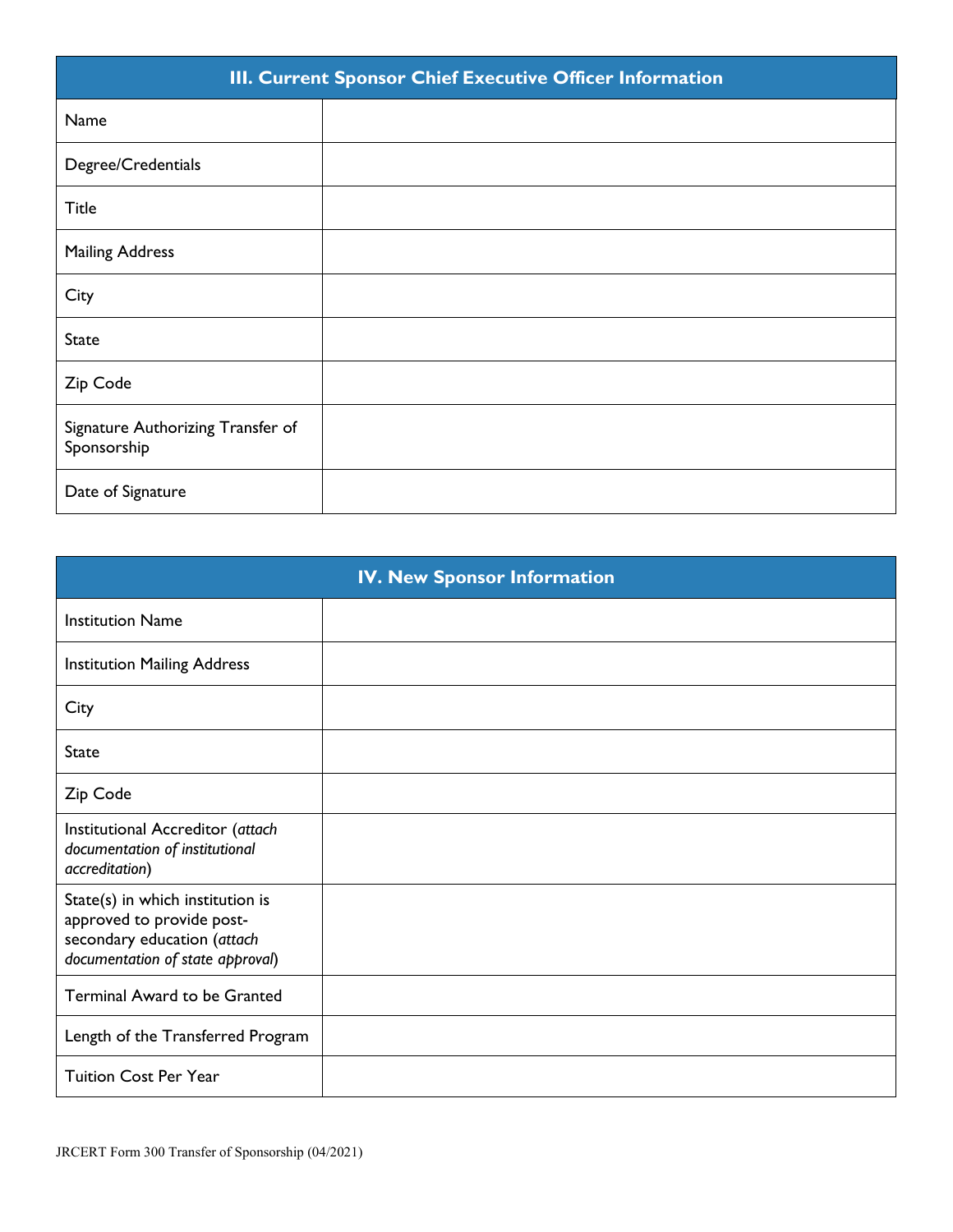| III. Current Sponsor Chief Executive Officer Information | |
|---|---|
| Name | |
| Degree/Credentials | |
| Title | |
| Mailing Address | |
| City | |
| State | |
| Zip Code | |
| Signature Authorizing Transfer of Sponsorship | |
| Date of Signature | |

| IV. New Sponsor Information | |
|---|---|
| Institution Name | |
| Institution Mailing Address | |
| City | |
| State | |
| Zip Code | |
| Institutional Accreditor (*attach documentation of institutional accreditation*) | |
| State(s) in which institution is approved to provide post-secondary education (*attach documentation of state approval*) | |
| Terminal Award to be Granted | |
| Length of the Transferred Program | |
| Tuition Cost Per Year | |

JRCERT Form 300 Transfer of Sponsorship (04/2021)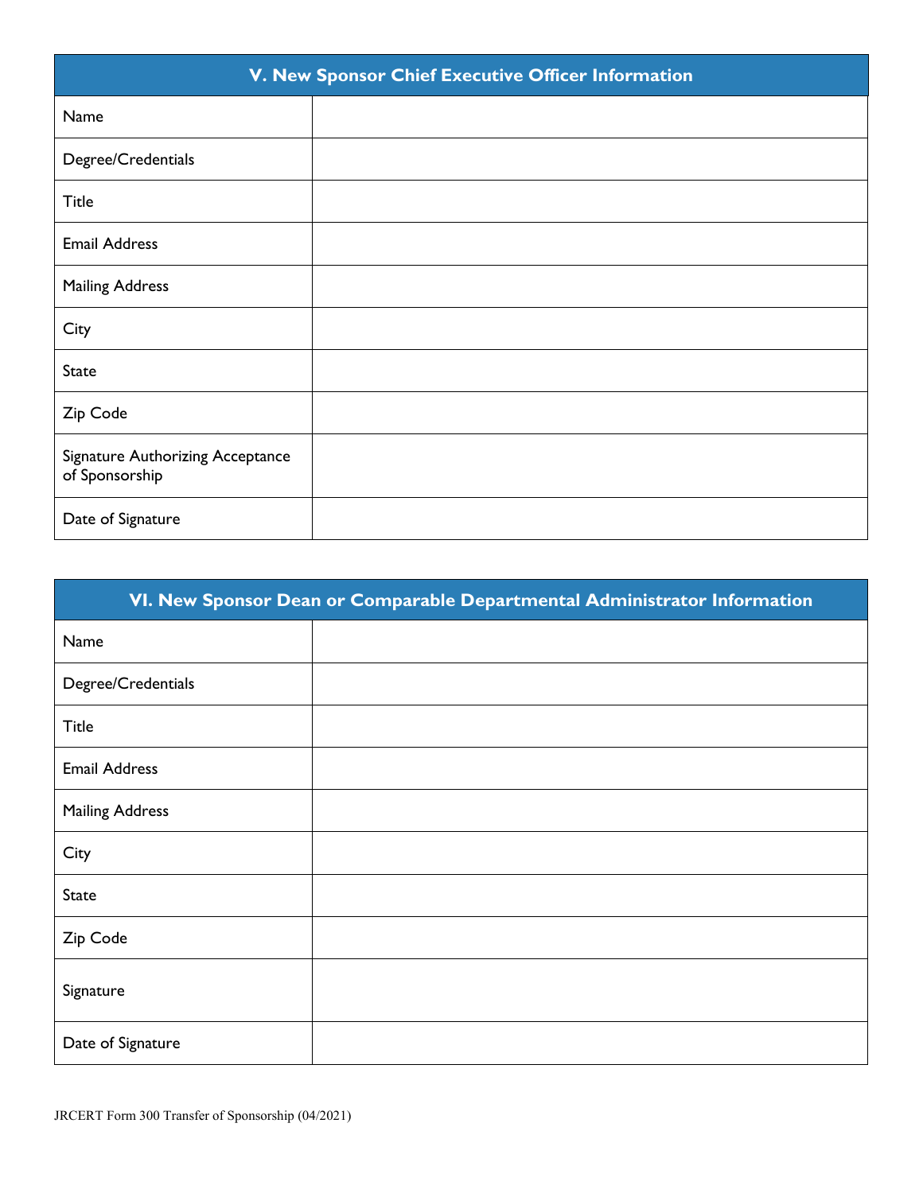| V. New Sponsor Chief Executive Officer Information | |
|---|---|
| Name | |
| Degree/Credentials | |
| Title | |
| Email Address | |
| Mailing Address | |
| City | |
| State | |
| Zip Code | |
| Signature Authorizing Acceptance of Sponsorship | |
| Date of Signature | |

| VI. New Sponsor Dean or Comparable Departmental Administrator Information | |
|---|---|
| Name | |
| Degree/Credentials | |
| Title | |
| Email Address | |
| Mailing Address | |
| City | |
| State | |
| Zip Code | |
| Signature | |
| Date of Signature | |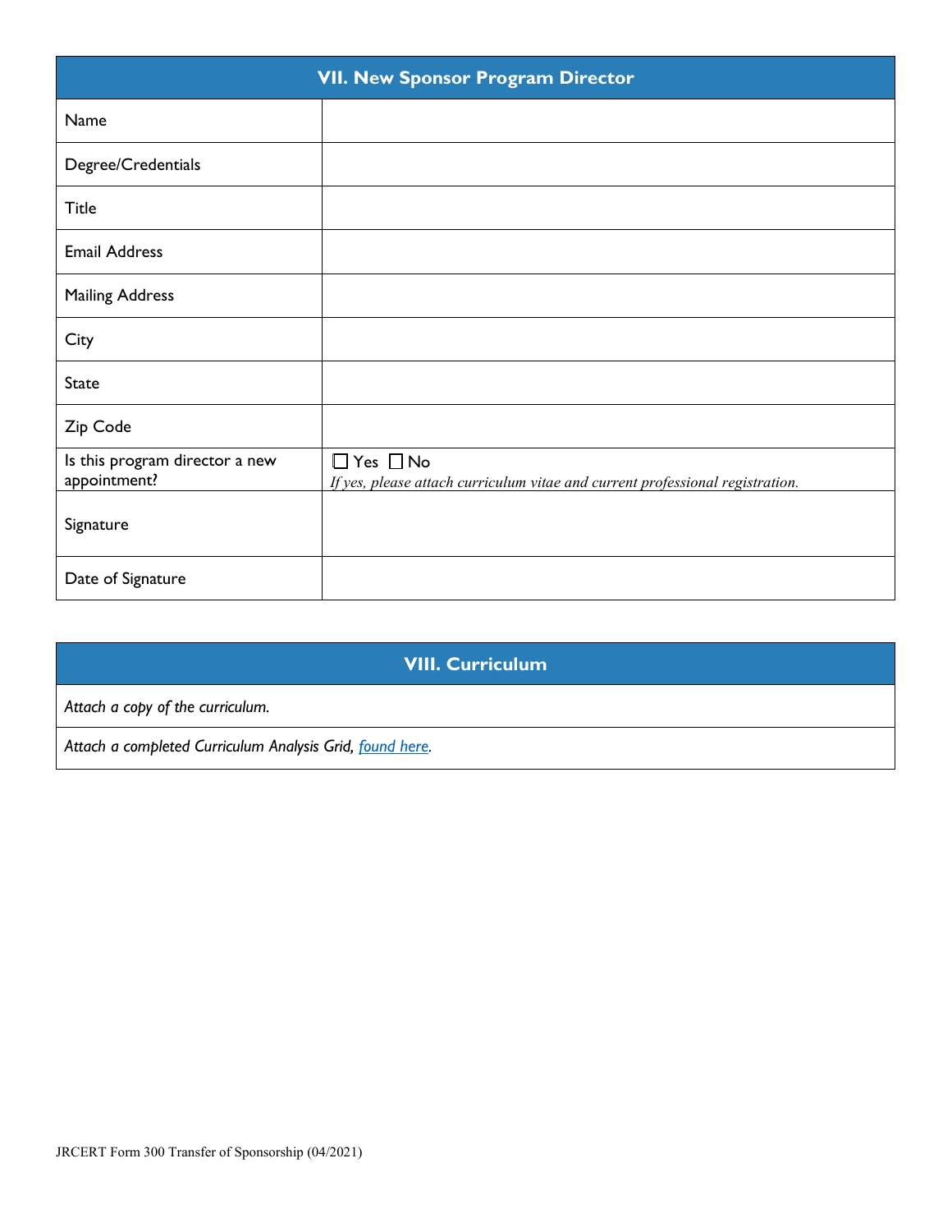| VII. New Sponsor Program Director | |
|---|---|
| Name | |
| Degree/Credentials | |
| Title | |
| Email Address | |
| Mailing Address | |
| City | |
| State | |
| Zip Code | |
| Is this program director a new appointment? | ☐ Yes ☐ No *If yes, please attach curriculum vitae and current professional registration.* |
| Signature | |
| Date of Signature | |

| VIII. Curriculum |
|---|
| *Attach a copy of the curriculum.* |
| *Attach a completed Curriculum Analysis Grid, found here.* |

JRCERT Form 300 Transfer of Sponsorship (04/2021)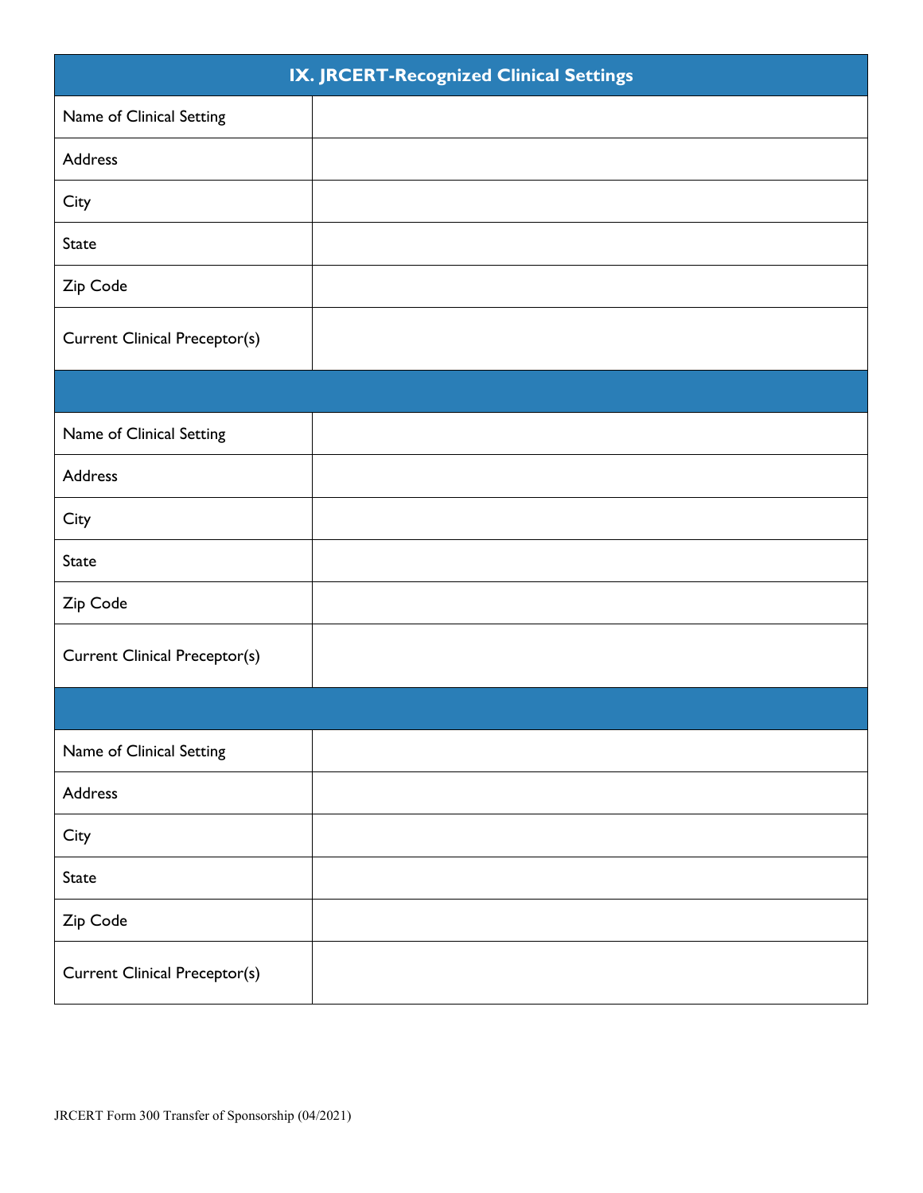| IX. JRCERT-Recognized Clinical Settings | |
|---|---|
| Name of Clinical Setting | |
| Address | |
| City | |
| State | |
| Zip Code | |
| Current Clinical Preceptor(s) | |
| | |
| Name of Clinical Setting | |
| Address | |
| City | |
| State | |
| Zip Code | |
| Current Clinical Preceptor(s) | |
| | |
| Name of Clinical Setting | |
| Address | |
| City | |
| State | |
| Zip Code | |
| Current Clinical Preceptor(s) | |

JRCERT Form 300 Transfer of Sponsorship (04/2021)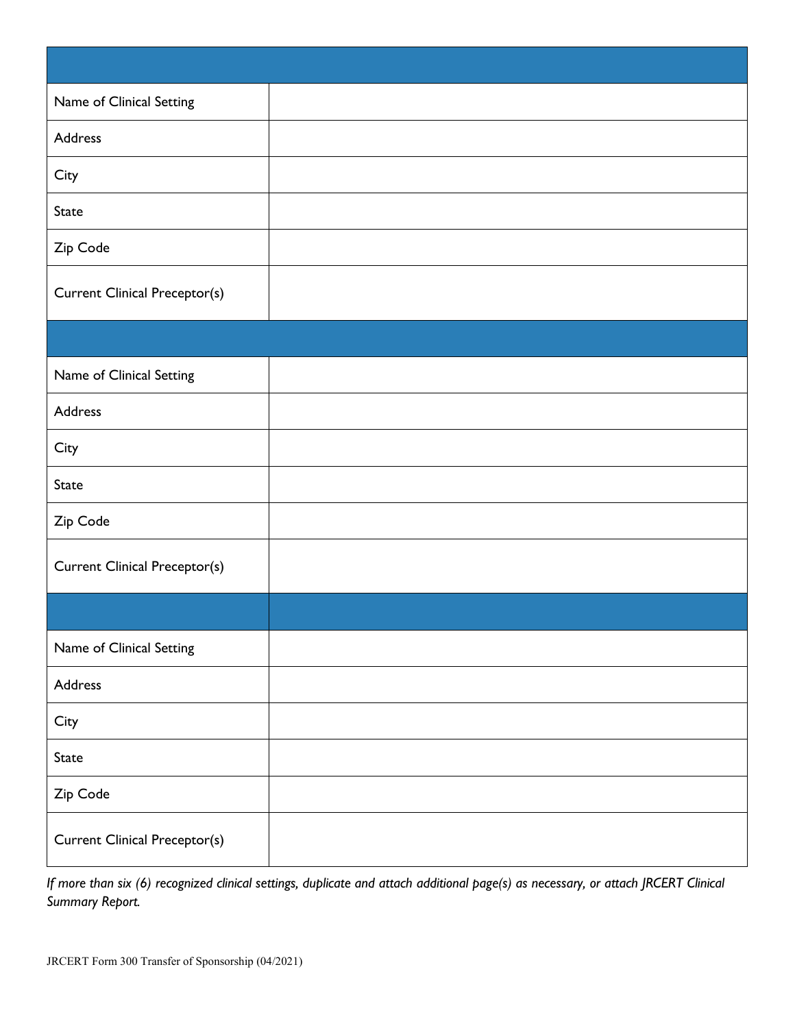| | |
|---|---|
| Name of Clinical Setting | |
| Address | |
| City | |
| State | |
| Zip Code | |
| Current Clinical Preceptor(s) | |

| | |
|---|---|
| Name of Clinical Setting | |
| Address | |
| City | |
| State | |
| Zip Code | |
| Current Clinical Preceptor(s) | |

| | |
|---|---|
| Name of Clinical Setting | |
| Address | |
| City | |
| State | |
| Zip Code | |
| Current Clinical Preceptor(s) | |

*If more than six (6) recognized clinical settings, duplicate and attach additional page(s) as necessary, or attach JRCERT Clinical Summary Report.*

JRCERT Form 300 Transfer of Sponsorship (04/2021)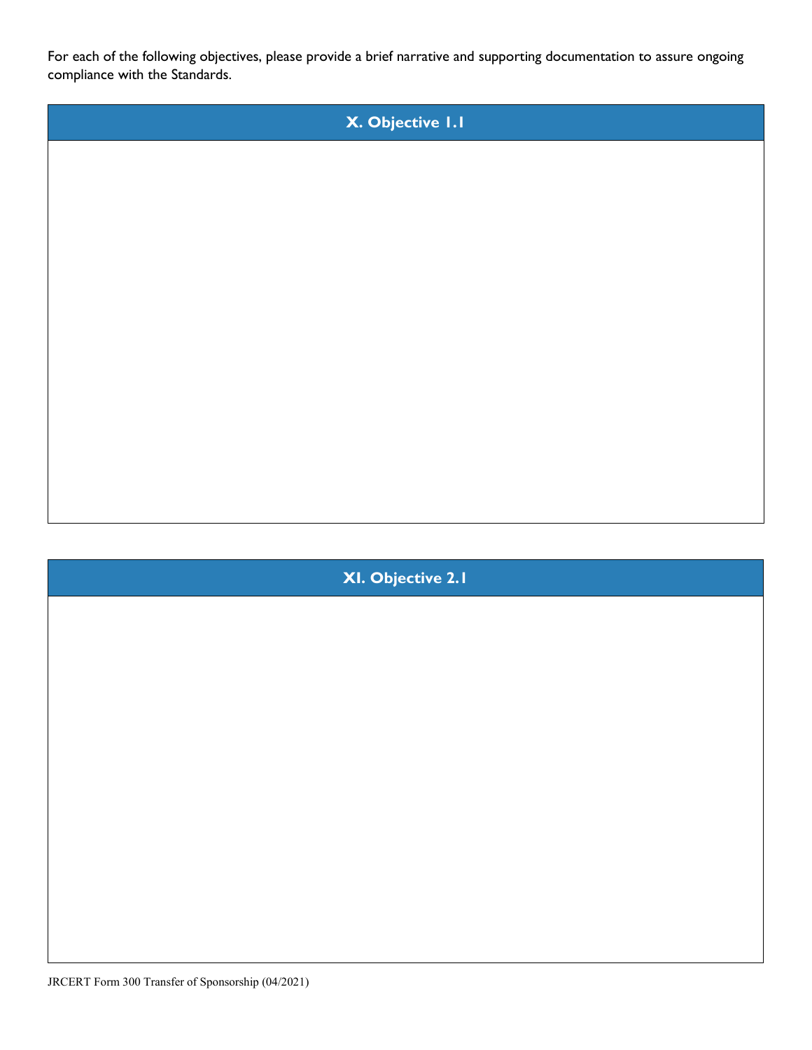For each of the following objectives, please provide a brief narrative and supporting documentation to assure ongoing compliance with the Standards.

| X. Objective 1.1 |
| --- |
| |

| XI. Objective 2.1 |
| --- |
| |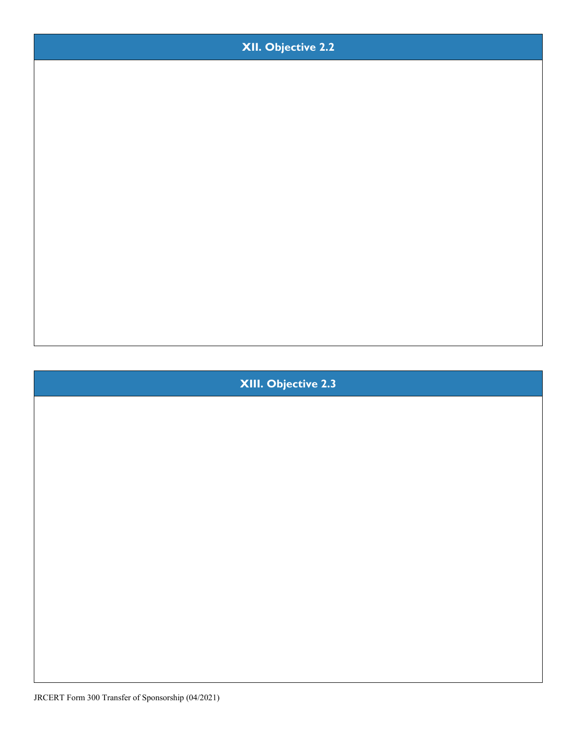## XII. Objective 2.2

## XIII. Objective 2.3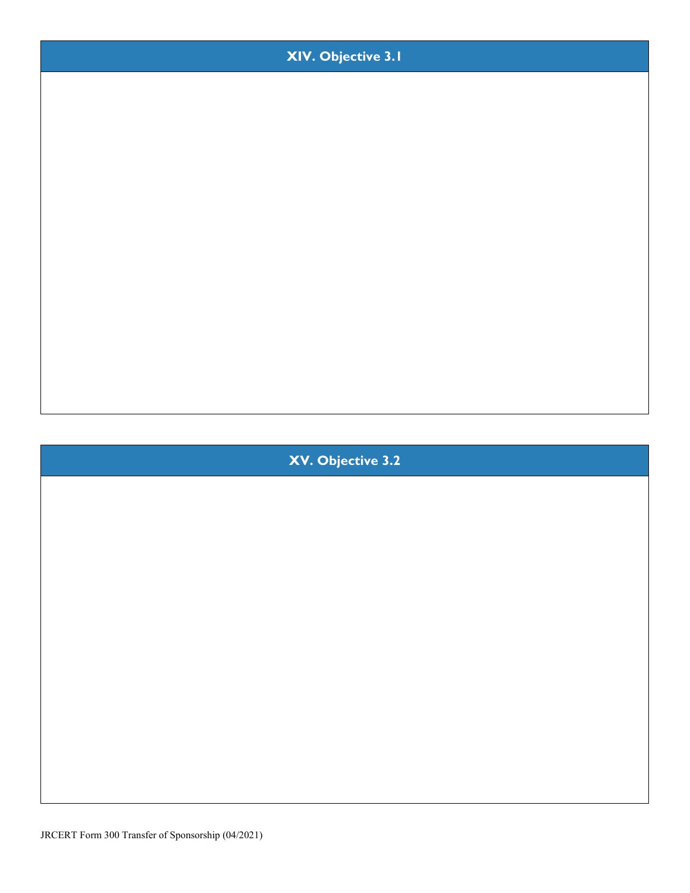## XIV. Objective 3.1

## XV. Objective 3.2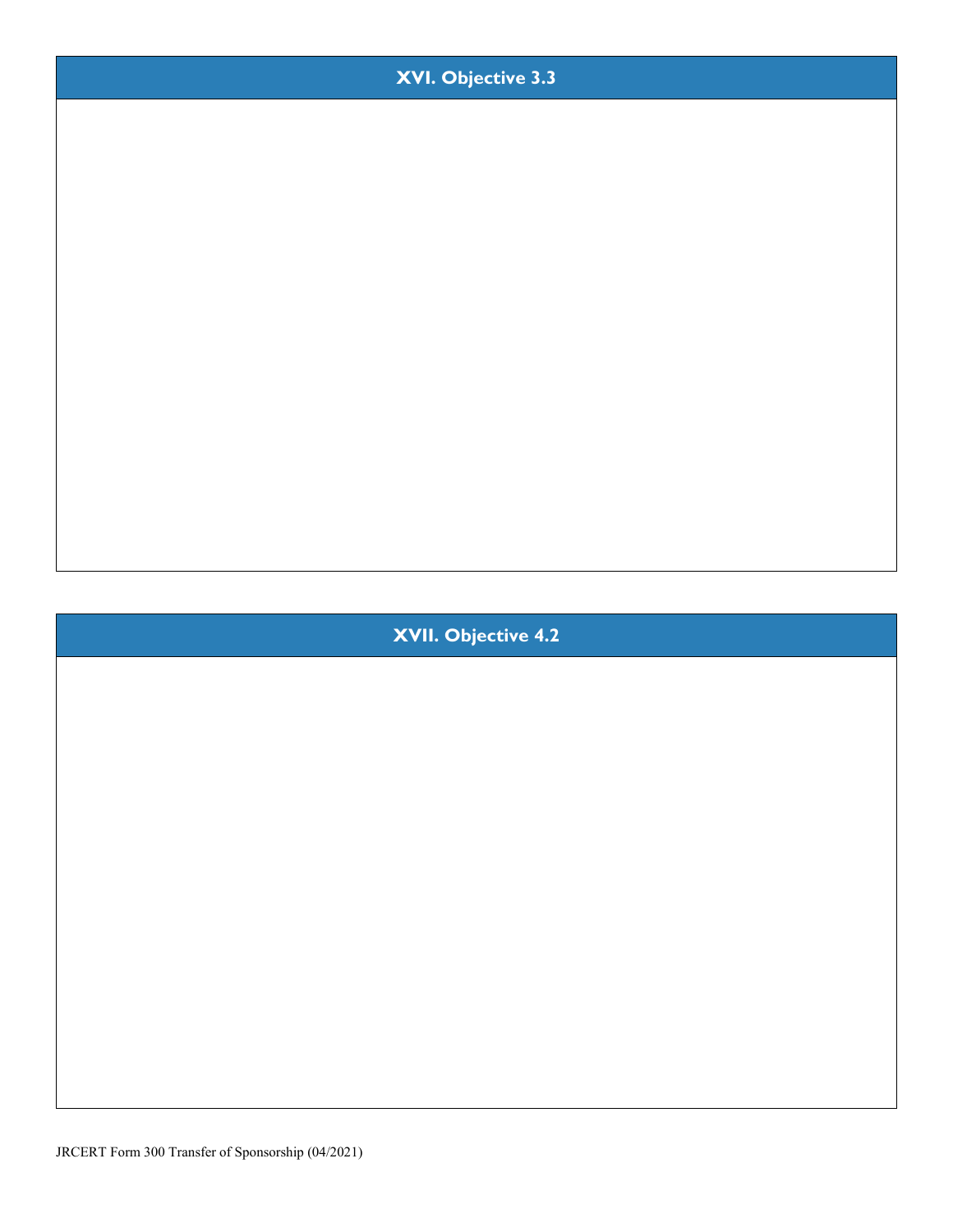## XVI. Objective 3.3

## XVII. Objective 4.2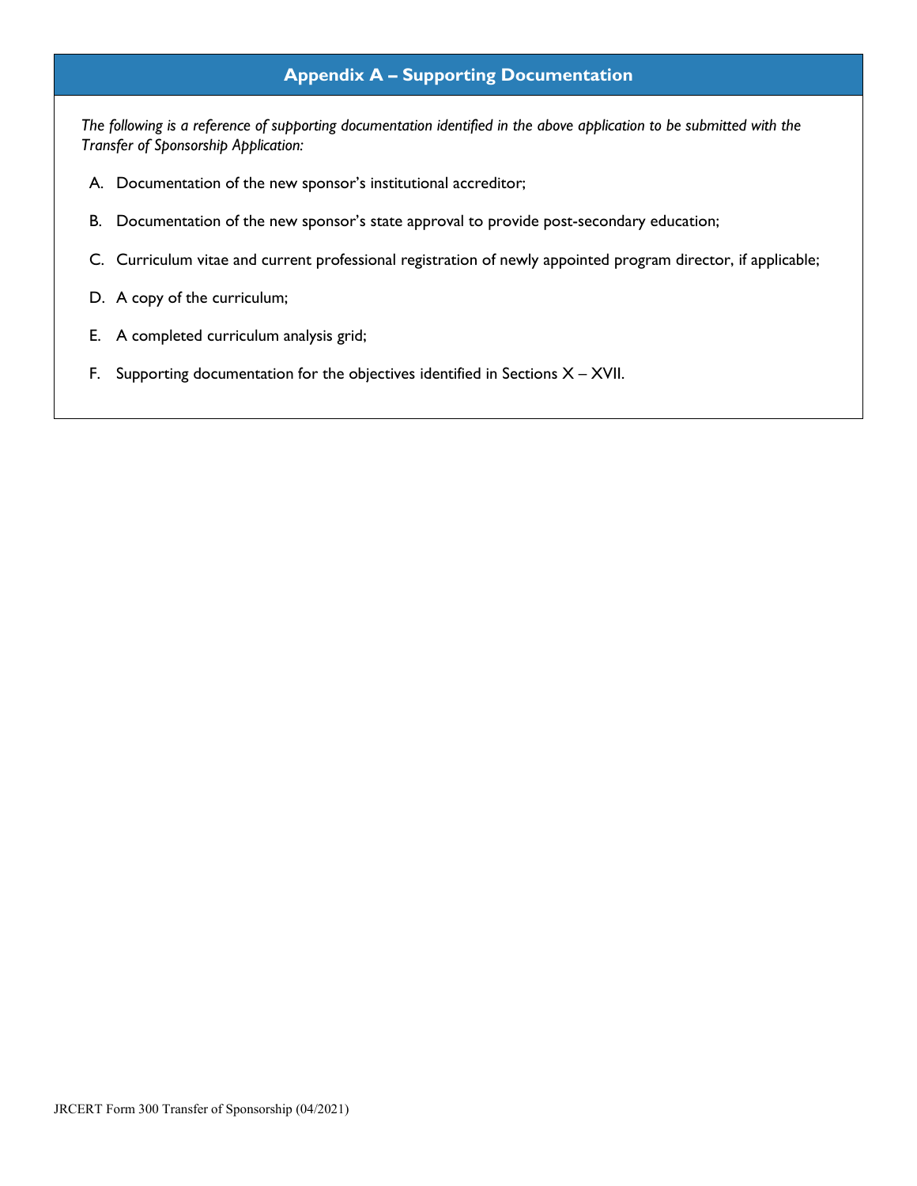## Appendix A – Supporting Documentation

*The following is a reference of supporting documentation identified in the above application to be submitted with the Transfer of Sponsorship Application:*

A. Documentation of the new sponsor's institutional accreditor;

B. Documentation of the new sponsor's state approval to provide post-secondary education;

C. Curriculum vitae and current professional registration of newly appointed program director, if applicable;

D. A copy of the curriculum;

E. A completed curriculum analysis grid;

F. Supporting documentation for the objectives identified in Sections X – XVII.